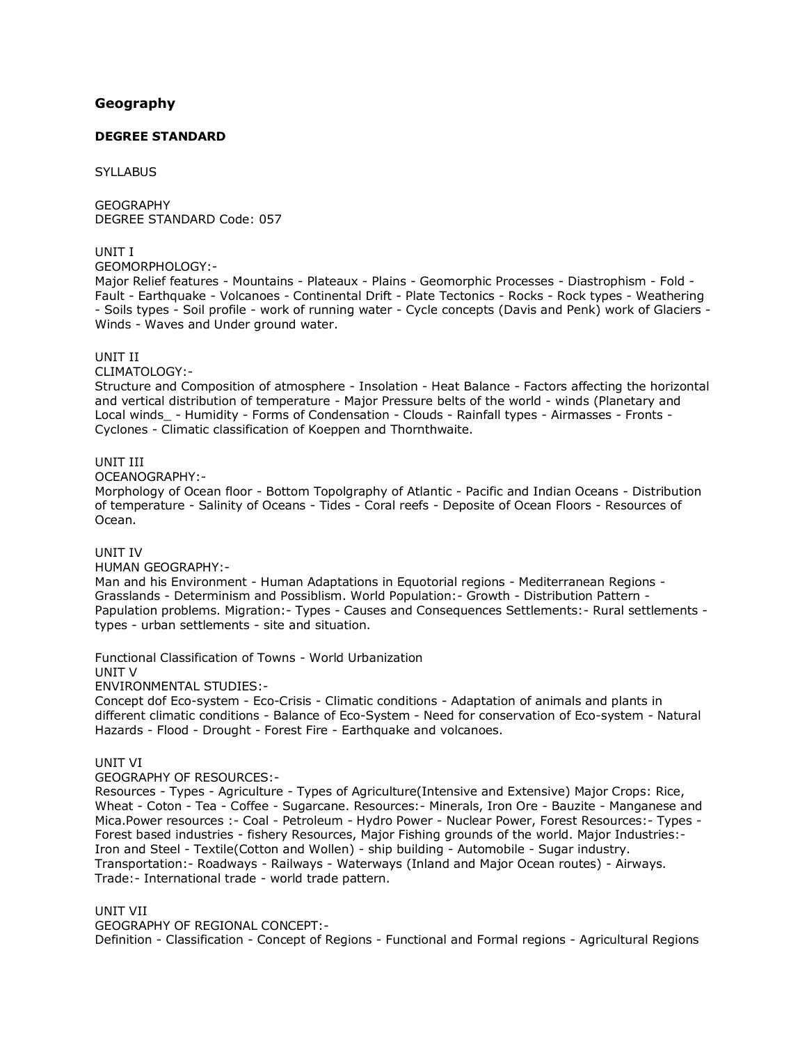## Geography

### DEGREE STANDARD

SYLLABUS

GEOGRAPHY
DEGREE STANDARD Code: 057

UNIT I
GEOMORPHOLOGY:-
Major Relief features - Mountains - Plateaux - Plains - Geomorphic Processes - Diastrophism - Fold - Fault - Earthquake - Volcanoes - Continental Drift - Plate Tectonics - Rocks - Rock types - Weathering - Soils types - Soil profile - work of running water - Cycle concepts (Davis and Penk) work of Glaciers - Winds - Waves and Under ground water.

UNIT II
CLIMATOLOGY:-
Structure and Composition of atmosphere - Insolation - Heat Balance - Factors affecting the horizontal and vertical distribution of temperature - Major Pressure belts of the world - winds (Planetary and Local winds_ - Humidity - Forms of Condensation - Clouds - Rainfall types - Airmasses - Fronts - Cyclones - Climatic classification of Koeppen and Thornthwaite.

UNIT III
OCEANOGRAPHY:-
Morphology of Ocean floor - Bottom Topolgraphy of Atlantic - Pacific and Indian Oceans - Distribution of temperature - Salinity of Oceans - Tides - Coral reefs - Deposite of Ocean Floors - Resources of Ocean.

UNIT IV
HUMAN GEOGRAPHY:-
Man and his Environment - Human Adaptations in Equotorial regions - Mediterranean Regions - Grasslands - Determinism and Possiblism. World Population:- Growth - Distribution Pattern - Papulation problems. Migration:- Types - Causes and Consequences Settlements:- Rural settlements - types - urban settlements - site and situation.

Functional Classification of Towns - World Urbanization

UNIT V
ENVIRONMENTAL STUDIES:-
Concept dof Eco-system - Eco-Crisis - Climatic conditions - Adaptation of animals and plants in different climatic conditions - Balance of Eco-System - Need for conservation of Eco-system - Natural Hazards - Flood - Drought - Forest Fire - Earthquake and volcanoes.

UNIT VI
GEOGRAPHY OF RESOURCES:-
Resources - Types - Agriculture - Types of Agriculture(Intensive and Extensive) Major Crops: Rice, Wheat - Coton - Tea - Coffee - Sugarcane. Resources:- Minerals, Iron Ore - Bauzite - Manganese and Mica.Power resources :- Coal - Petroleum - Hydro Power - Nuclear Power, Forest Resources:- Types - Forest based industries - fishery Resources, Major Fishing grounds of the world. Major Industries:- Iron and Steel - Textile(Cotton and Wollen) - ship building - Automobile - Sugar industry. Transportation:- Roadways - Railways - Waterways (Inland and Major Ocean routes) - Airways. Trade:- International trade - world trade pattern.

UNIT VII
GEOGRAPHY OF REGIONAL CONCEPT:-
Definition - Classification - Concept of Regions - Functional and Formal regions - Agricultural Regions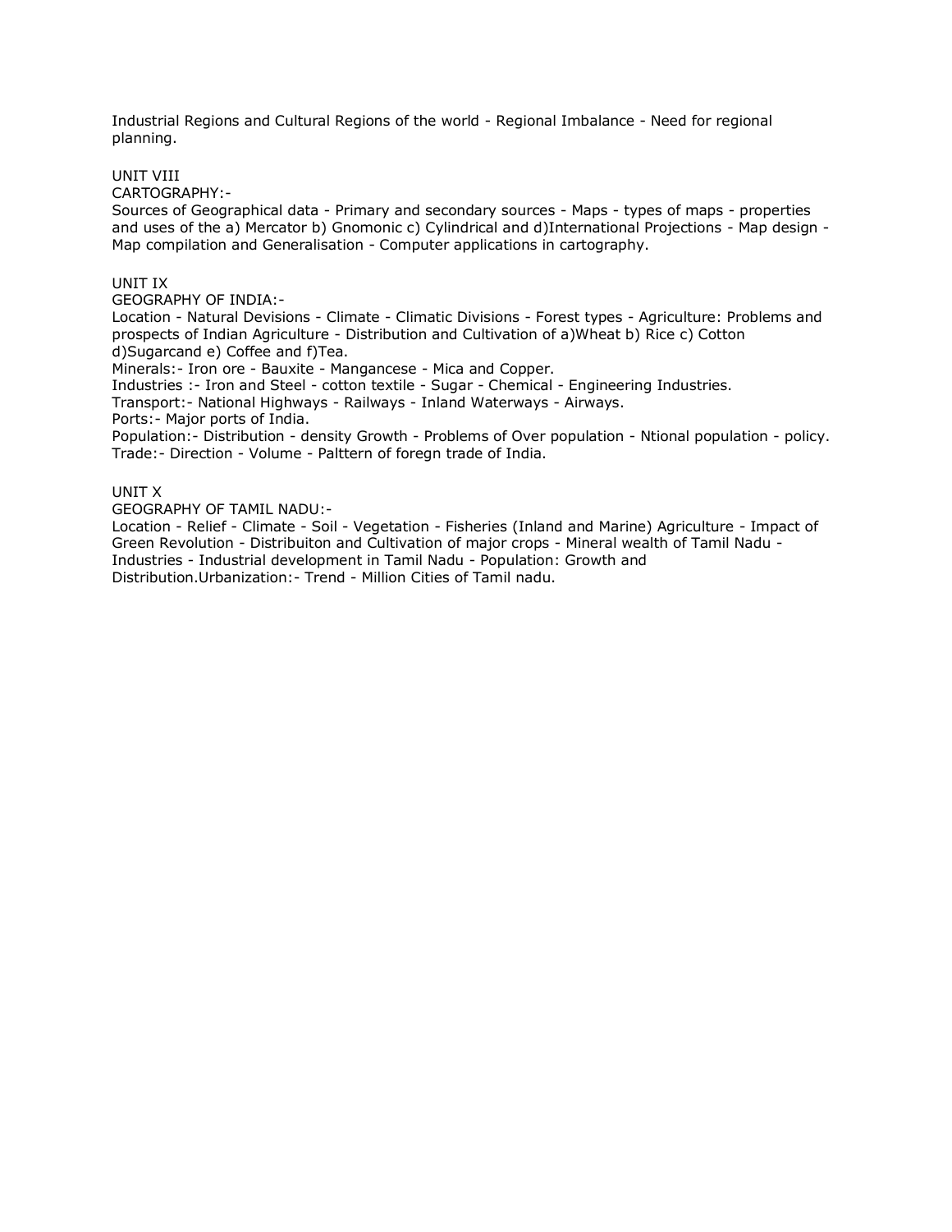Industrial Regions and Cultural Regions of the world - Regional Imbalance - Need for regional planning.

UNIT VIII

CARTOGRAPHY:-

Sources of Geographical data - Primary and secondary sources - Maps - types of maps - properties and uses of the a) Mercator b) Gnomonic c) Cylindrical and d)International Projections - Map design - Map compilation and Generalisation - Computer applications in cartography.

UNIT IX

GEOGRAPHY OF INDIA:-

Location - Natural Devisions - Climate - Climatic Divisions - Forest types - Agriculture: Problems and prospects of Indian Agriculture - Distribution and Cultivation of a)Wheat b) Rice c) Cotton d)Sugarcand e) Coffee and f)Tea.

Minerals:- Iron ore - Bauxite - Mangancese - Mica and Copper.

Industries :- Iron and Steel - cotton textile - Sugar - Chemical - Engineering Industries.

Transport:- National Highways - Railways - Inland Waterways - Airways.

Ports:- Major ports of India.

Population:- Distribution - density Growth - Problems of Over population - Ntional population - policy.

Trade:- Direction - Volume - Palttern of foregn trade of India.

UNIT X

GEOGRAPHY OF TAMIL NADU:-

Location - Relief - Climate - Soil - Vegetation - Fisheries (Inland and Marine) Agriculture - Impact of Green Revolution - Distribuiton and Cultivation of major crops - Mineral wealth of Tamil Nadu - Industries - Industrial development in Tamil Nadu - Population: Growth and Distribution.Urbanization:- Trend - Million Cities of Tamil nadu.